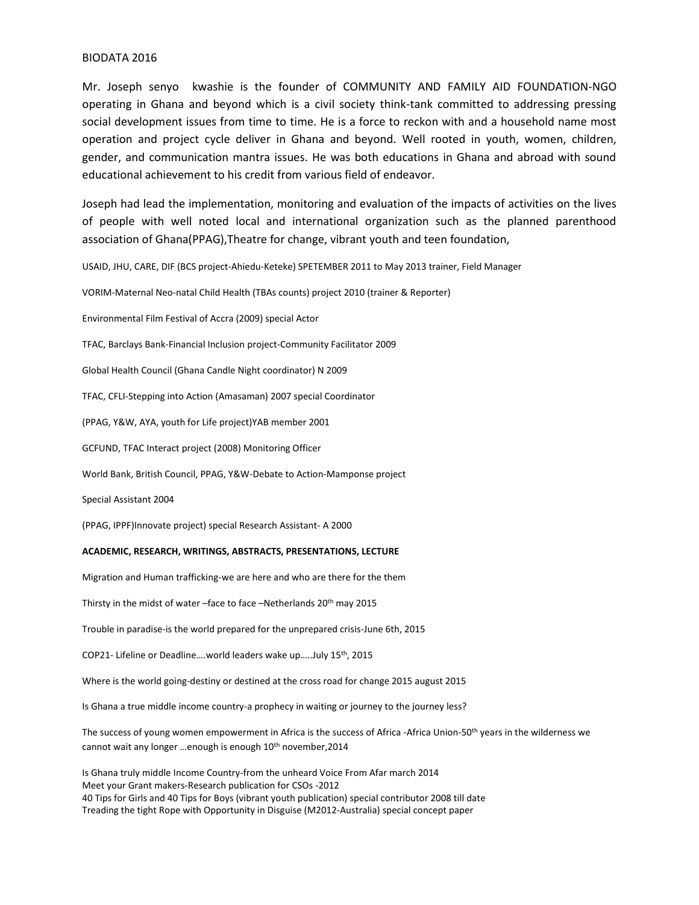BIODATA 2016

Mr. Joseph senyo kwashie is the founder of COMMUNITY AND FAMILY AID FOUNDATION-NGO operating in Ghana and beyond which is a civil society think-tank committed to addressing pressing social development issues from time to time. He is a force to reckon with and a household name most operation and project cycle deliver in Ghana and beyond. Well rooted in youth, women, children, gender, and communication mantra issues. He was both educations in Ghana and abroad with sound educational achievement to his credit from various field of endeavor.

Joseph had lead the implementation, monitoring and evaluation of the impacts of activities on the lives of people with well noted local and international organization such as the planned parenthood association of Ghana(PPAG),Theatre for change, vibrant youth and teen foundation,

USAID, JHU, CARE, DIF (BCS project-Ahiedu-Keteke) SPETEMBER 2011 to May 2013 trainer, Field Manager

VORIM-Maternal Neo-natal Child Health (TBAs counts) project 2010 (trainer & Reporter)

Environmental Film Festival of Accra (2009) special Actor

TFAC, Barclays Bank-Financial Inclusion project-Community Facilitator 2009

Global Health Council (Ghana Candle Night coordinator) N 2009

TFAC, CFLI-Stepping into Action (Amasaman) 2007 special Coordinator

(PPAG, Y&W, AYA, youth for Life project)YAB member 2001

GCFUND, TFAC Interact project (2008) Monitoring Officer

World Bank, British Council, PPAG, Y&W-Debate to Action-Mamponse project

Special Assistant 2004

(PPAG, IPPF)Innovate project) special Research Assistant- A 2000

**ACADEMIC, RESEARCH, WRITINGS, ABSTRACTS, PRESENTATIONS, LECTURE**

Migration and Human trafficking-we are here and who are there for the them

Thirsty in the midst of water –face to face –Netherlands 20th may 2015

Trouble in paradise-is the world prepared for the unprepared crisis-June 6th, 2015

COP21- Lifeline or Deadline….world leaders wake up…..July 15th, 2015

Where is the world going-destiny or destined at the cross road for change 2015 august 2015

Is Ghana a true middle income country-a prophecy in waiting or journey to the journey less?

The success of young women empowerment in Africa is the success of Africa -Africa Union-50th years in the wilderness we cannot wait any longer …enough is enough 10th november,2014

Is Ghana truly middle Income Country-from the unheard Voice From Afar march 2014
Meet your Grant makers-Research publication for CSOs -2012
40 Tips for Girls and 40 Tips for Boys (vibrant youth publication) special contributor 2008 till date
Treading the tight Rope with Opportunity in Disguise (M2012-Australia) special concept paper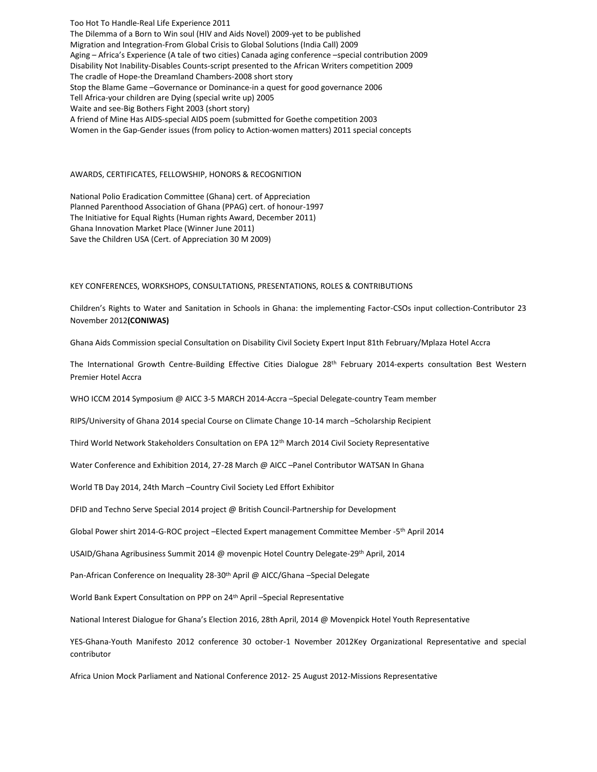Too Hot To Handle-Real Life Experience 2011
The Dilemma of a Born to Win soul (HIV and Aids Novel) 2009-yet to be published
Migration and Integration-From Global Crisis to Global Solutions (India Call) 2009
Aging – Africa's Experience (A tale of two cities) Canada aging conference –special contribution 2009
Disability Not Inability-Disables Counts-script presented to the African Writers competition 2009
The cradle of Hope-the Dreamland Chambers-2008 short story
Stop the Blame Game –Governance or Dominance-in a quest for good governance 2006
Tell Africa-your children are Dying (special write up) 2005
Waite and see-Big Bothers Fight 2003 (short story)
A friend of Mine Has AIDS-special AIDS poem (submitted for Goethe competition 2003
Women in the Gap-Gender issues (from policy to Action-women matters) 2011 special concepts

AWARDS, CERTIFICATES, FELLOWSHIP, HONORS & RECOGNITION

National Polio Eradication Committee (Ghana) cert. of Appreciation
Planned Parenthood Association of Ghana (PPAG) cert. of honour-1997
The Initiative for Equal Rights (Human rights Award, December 2011)
Ghana Innovation Market Place (Winner June 2011)
Save the Children USA (Cert. of Appreciation 30 M 2009)

KEY CONFERENCES, WORKSHOPS, CONSULTATIONS, PRESENTATIONS, ROLES & CONTRIBUTIONS

Children's Rights to Water and Sanitation in Schools in Ghana: the implementing Factor-CSOs input collection-Contributor 23 November 2012**(CONIWAS)**

Ghana Aids Commission special Consultation on Disability Civil Society Expert Input 81th February/Mplaza Hotel Accra

The International Growth Centre-Building Effective Cities Dialogue 28th February 2014-experts consultation Best Western Premier Hotel Accra

WHO ICCM 2014 Symposium @ AICC 3-5 MARCH 2014-Accra –Special Delegate-country Team member

RIPS/University of Ghana 2014 special Course on Climate Change 10-14 march –Scholarship Recipient

Third World Network Stakeholders Consultation on EPA 12th March 2014 Civil Society Representative

Water Conference and Exhibition 2014, 27-28 March @ AICC –Panel Contributor WATSAN In Ghana

World TB Day 2014, 24th March –Country Civil Society Led Effort Exhibitor

DFID and Techno Serve Special 2014 project @ British Council-Partnership for Development

Global Power shirt 2014-G-ROC project –Elected Expert management Committee Member -5th April 2014

USAID/Ghana Agribusiness Summit 2014 @ movenpic Hotel Country Delegate-29th April, 2014

Pan-African Conference on Inequality 28-30th April @ AICC/Ghana –Special Delegate

World Bank Expert Consultation on PPP on 24th April –Special Representative

National Interest Dialogue for Ghana's Election 2016, 28th April, 2014 @ Movenpick Hotel Youth Representative

YES-Ghana-Youth Manifesto 2012 conference 30 october-1 November 2012Key Organizational Representative and special contributor

Africa Union Mock Parliament and National Conference 2012- 25 August 2012-Missions Representative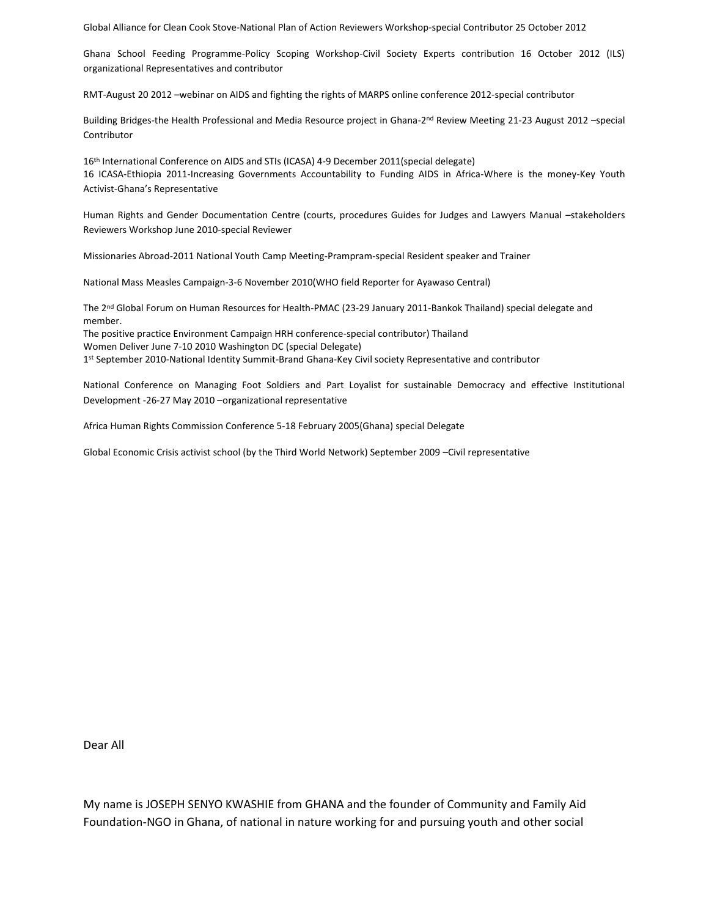Global Alliance for Clean Cook Stove-National Plan of Action Reviewers Workshop-special Contributor 25 October 2012

Ghana School Feeding Programme-Policy Scoping Workshop-Civil Society Experts contribution 16 October 2012 (ILS) organizational Representatives and contributor

RMT-August 20 2012 –webinar on AIDS and fighting the rights of MARPS online conference 2012-special contributor

Building Bridges-the Health Professional and Media Resource project in Ghana-2nd Review Meeting 21-23 August 2012 –special Contributor

16th International Conference on AIDS and STIs (ICASA) 4-9 December 2011(special delegate)
16 ICASA-Ethiopia 2011-Increasing Governments Accountability to Funding AIDS in Africa-Where is the money-Key Youth Activist-Ghana's Representative

Human Rights and Gender Documentation Centre (courts, procedures Guides for Judges and Lawyers Manual –stakeholders Reviewers Workshop June 2010-special Reviewer

Missionaries Abroad-2011 National Youth Camp Meeting-Prampram-special Resident speaker and Trainer

National Mass Measles Campaign-3-6 November 2010(WHO field Reporter for Ayawaso Central)

The 2nd Global Forum on Human Resources for Health-PMAC (23-29 January 2011-Bankok Thailand) special delegate and member.
The positive practice Environment Campaign HRH conference-special contributor) Thailand
Women Deliver June 7-10 2010 Washington DC (special Delegate)
1st September 2010-National Identity Summit-Brand Ghana-Key Civil society Representative and contributor

National Conference on Managing Foot Soldiers and Part Loyalist for sustainable Democracy and effective Institutional Development -26-27 May 2010 –organizational representative

Africa Human Rights Commission Conference 5-18 February 2005(Ghana) special Delegate

Global Economic Crisis activist school (by the Third World Network) September 2009 –Civil representative

Dear All

My name is JOSEPH SENYO KWASHIE from GHANA and the founder of Community and Family Aid Foundation-NGO in Ghana, of national in nature working for and pursuing youth and other social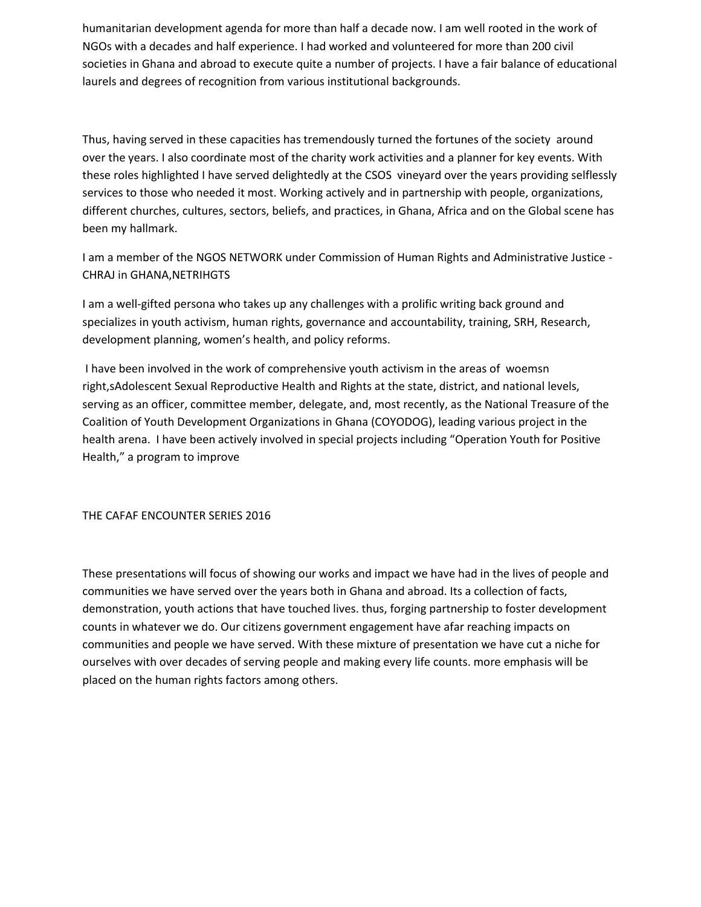humanitarian development agenda for more than half a decade now. I am well rooted in the work of NGOs with a decades and half experience. I had worked and volunteered for more than 200 civil societies in Ghana and abroad to execute quite a number of projects. I have a fair balance of educational laurels and degrees of recognition from various institutional backgrounds.

Thus, having served in these capacities has tremendously turned the fortunes of the society around over the years. I also coordinate most of the charity work activities and a planner for key events. With these roles highlighted I have served delightedly at the CSOS vineyard over the years providing selflessly services to those who needed it most. Working actively and in partnership with people, organizations, different churches, cultures, sectors, beliefs, and practices, in Ghana, Africa and on the Global scene has been my hallmark.

I am a member of the NGOS NETWORK under Commission of Human Rights and Administrative Justice -CHRAJ in GHANA,NETRIHGTS

I am a well-gifted persona who takes up any challenges with a prolific writing back ground and specializes in youth activism, human rights, governance and accountability, training, SRH, Research, development planning, women's health, and policy reforms.

I have been involved in the work of comprehensive youth activism in the areas of woemsn right,sAdolescent Sexual Reproductive Health and Rights at the state, district, and national levels, serving as an officer, committee member, delegate, and, most recently, as the National Treasure of the Coalition of Youth Development Organizations in Ghana (COYODOG), leading various project in the health arena. I have been actively involved in special projects including "Operation Youth for Positive Health," a program to improve

THE CAFAF ENCOUNTER SERIES 2016

These presentations will focus of showing our works and impact we have had in the lives of people and communities we have served over the years both in Ghana and abroad. Its a collection of facts, demonstration, youth actions that have touched lives. thus, forging partnership to foster development counts in whatever we do. Our citizens government engagement have afar reaching impacts on communities and people we have served. With these mixture of presentation we have cut a niche for ourselves with over decades of serving people and making every life counts. more emphasis will be placed on the human rights factors among others.